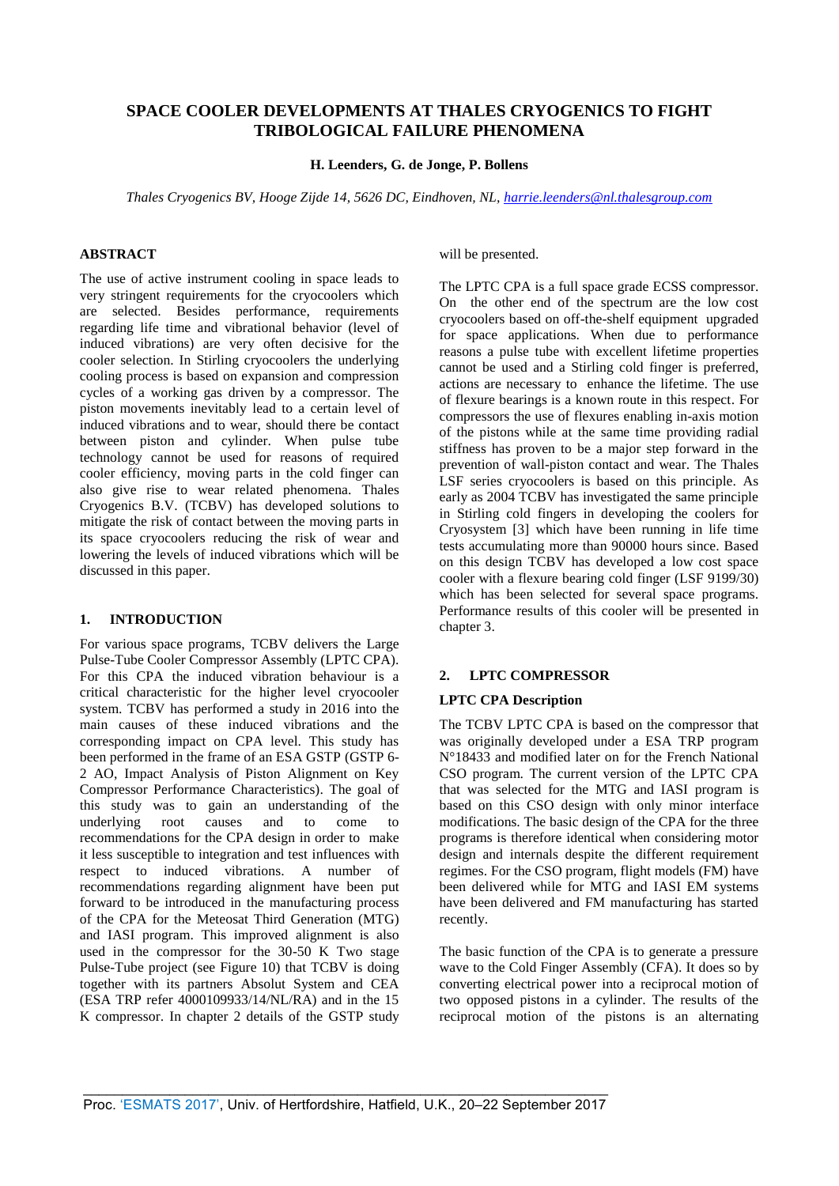# SPACE COOLER DEVELOPMENTS AT THALES CRYOGENICS TO FIGHT TRIBOLOGICAL FAILURE PHENOMENA

**H. Leenders, G. de Jonge, P. Bollens**

*Thales Cryogenics BV, Hooge Zijde 14, 5626 DC, Eindhoven, NL, harrie.leenders@nl.thalesgroup.com*

## ABSTRACT

The use of active instrument cooling in space leads to very stringent requirements for the cryocoolers which are selected. Besides performance, requirements regarding life time and vibrational behavior (level of induced vibrations) are very often decisive for the cooler selection. In Stirling cryocoolers the underlying cooling process is based on expansion and compression cycles of a working gas driven by a compressor. The piston movements inevitably lead to a certain level of induced vibrations and to wear, should there be contact between piston and cylinder. When pulse tube technology cannot be used for reasons of required cooler efficiency, moving parts in the cold finger can also give rise to wear related phenomena. Thales Cryogenics B.V. (TCBV) has developed solutions to mitigate the risk of contact between the moving parts in its space cryocoolers reducing the risk of wear and lowering the levels of induced vibrations which will be discussed in this paper.

## 1. INTRODUCTION

For various space programs, TCBV delivers the Large Pulse-Tube Cooler Compressor Assembly (LPTC CPA). For this CPA the induced vibration behaviour is a critical characteristic for the higher level cryocooler system. TCBV has performed a study in 2016 into the main causes of these induced vibrations and the corresponding impact on CPA level. This study has been performed in the frame of an ESA GSTP (GSTP 6-2 AO, Impact Analysis of Piston Alignment on Key Compressor Performance Characteristics). The goal of this study was to gain an understanding of the underlying root causes and to come to recommendations for the CPA design in order to make it less susceptible to integration and test influences with respect to induced vibrations. A number of recommendations regarding alignment have been put forward to be introduced in the manufacturing process of the CPA for the Meteosat Third Generation (MTG) and IASI program. This improved alignment is also used in the compressor for the 30-50 K Two stage Pulse-Tube project (see Figure 10) that TCBV is doing together with its partners Absolut System and CEA (ESA TRP refer 4000109933/14/NL/RA) and in the 15 K compressor. In chapter 2 details of the GSTP study will be presented.

The LPTC CPA is a full space grade ECSS compressor. On the other end of the spectrum are the low cost cryocoolers based on off-the-shelf equipment upgraded for space applications. When due to performance reasons a pulse tube with excellent lifetime properties cannot be used and a Stirling cold finger is preferred, actions are necessary to enhance the lifetime. The use of flexure bearings is a known route in this respect. For compressors the use of flexures enabling in-axis motion of the pistons while at the same time providing radial stiffness has proven to be a major step forward in the prevention of wall-piston contact and wear. The Thales LSF series cryocoolers is based on this principle. As early as 2004 TCBV has investigated the same principle in Stirling cold fingers in developing the coolers for Cryosystem [3] which have been running in life time tests accumulating more than 90000 hours since. Based on this design TCBV has developed a low cost space cooler with a flexure bearing cold finger (LSF 9199/30) which has been selected for several space programs. Performance results of this cooler will be presented in chapter 3.

## 2. LPTC COMPRESSOR

### LPTC CPA Description

The TCBV LPTC CPA is based on the compressor that was originally developed under a ESA TRP program N°18433 and modified later on for the French National CSO program. The current version of the LPTC CPA that was selected for the MTG and IASI program is based on this CSO design with only minor interface modifications. The basic design of the CPA for the three programs is therefore identical when considering motor design and internals despite the different requirement regimes. For the CSO program, flight models (FM) have been delivered while for MTG and IASI EM systems have been delivered and FM manufacturing has started recently.

The basic function of the CPA is to generate a pressure wave to the Cold Finger Assembly (CFA). It does so by converting electrical power into a reciprocal motion of two opposed pistons in a cylinder. The results of the reciprocal motion of the pistons is an alternating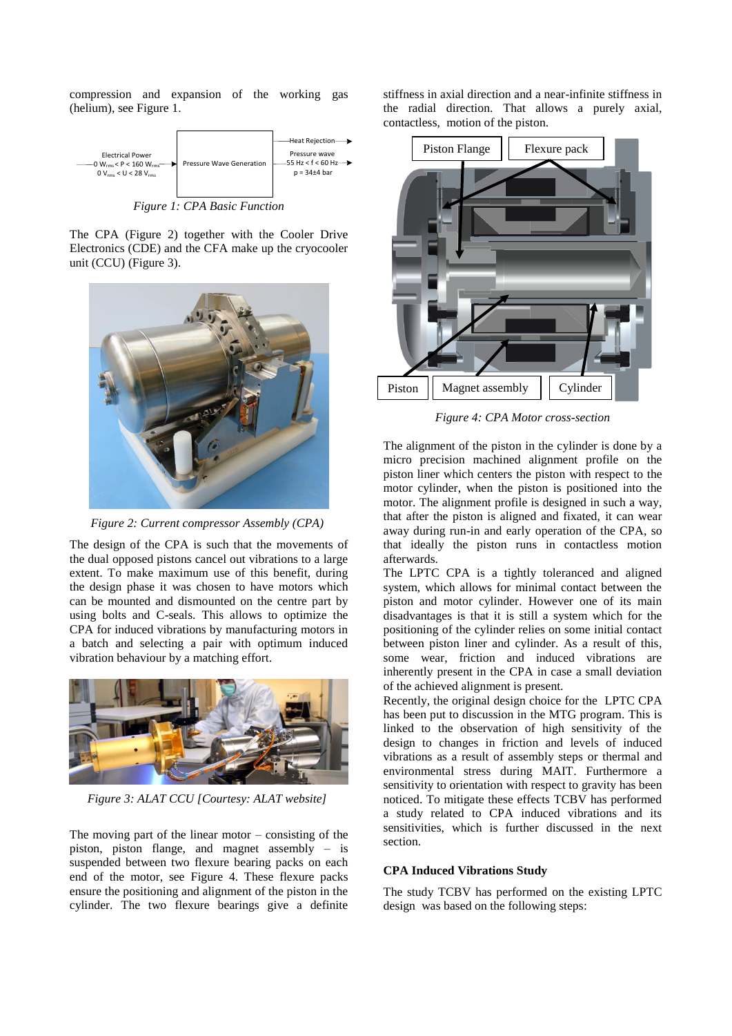compression and expansion of the working gas (helium), see Figure 1.

Figure 1: CPA Basic Function

The CPA (Figure 2) together with the Cooler Drive Electronics (CDE) and the CFA make up the cryocooler unit (CCU) (Figure 3).

Figure 2: Current compressor Assembly (CPA)

The design of the CPA is such that the movements of the dual opposed pistons cancel out vibrations to a large extent. To make maximum use of this benefit, during the design phase it was chosen to have motors which can be mounted and dismounted on the centre part by using bolts and C-seals. This allows to optimize the CPA for induced vibrations by manufacturing motors in a batch and selecting a pair with optimum induced vibration behaviour by a matching effort.

Figure 3: ALAT CCU [Courtesy: ALAT website]

The moving part of the linear motor – consisting of the piston, piston flange, and magnet assembly – is suspended between two flexure bearing packs on each end of the motor, see Figure 4. These flexure packs ensure the positioning and alignment of the piston in the cylinder. The two flexure bearings give a definite stiffness in axial direction and a near-infinite stiffness in the radial direction. That allows a purely axial, contactless, motion of the piston.

Figure 4: CPA Motor cross-section

The alignment of the piston in the cylinder is done by a micro precision machined alignment profile on the piston liner which centers the piston with respect to the motor cylinder, when the piston is positioned into the motor. The alignment profile is designed in such a way, that after the piston is aligned and fixated, it can wear away during run-in and early operation of the CPA, so that ideally the piston runs in contactless motion afterwards.

The LPTC CPA is a tightly toleranced and aligned system, which allows for minimal contact between the piston and motor cylinder. However one of its main disadvantages is that it is still a system which for the positioning of the cylinder relies on some initial contact between piston liner and cylinder. As a result of this, some wear, friction and induced vibrations are inherently present in the CPA in case a small deviation of the achieved alignment is present.

Recently, the original design choice for the LPTC CPA has been put to discussion in the MTG program. This is linked to the observation of high sensitivity of the design to changes in friction and levels of induced vibrations as a result of assembly steps or thermal and environmental stress during MAIT. Furthermore a sensitivity to orientation with respect to gravity has been noticed. To mitigate these effects TCBV has performed a study related to CPA induced vibrations and its sensitivities, which is further discussed in the next section.

### CPA Induced Vibrations Study

The study TCBV has performed on the existing LPTC design was based on the following steps: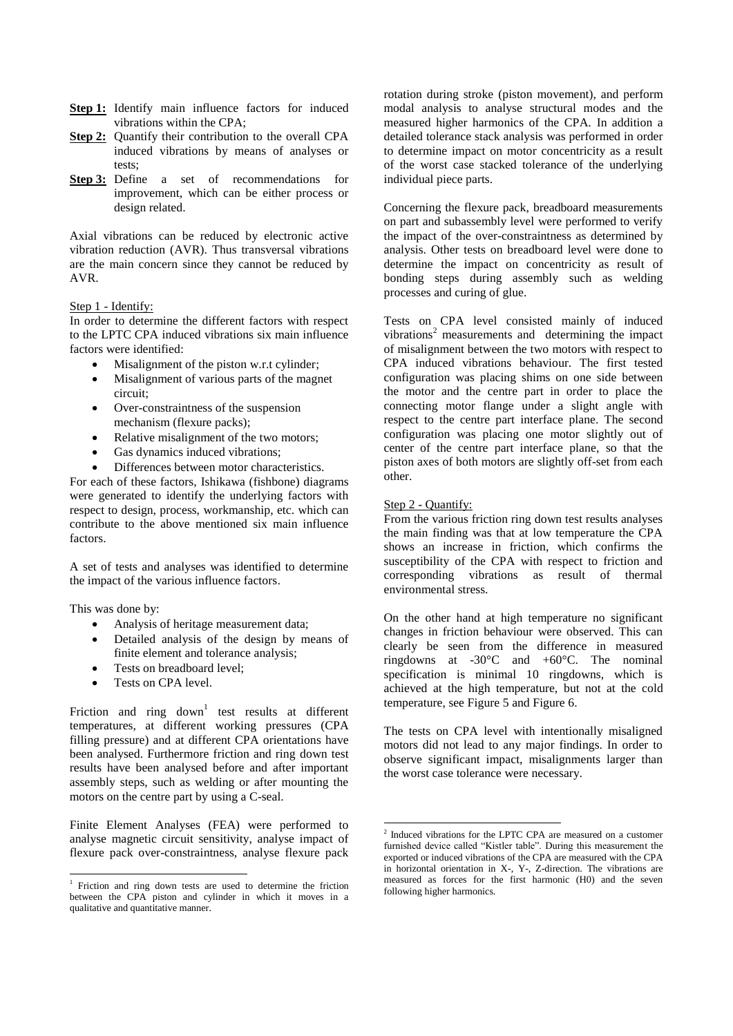**Step 1:** Identify main influence factors for induced vibrations within the CPA;

**Step 2:** Quantify their contribution to the overall CPA induced vibrations by means of analyses or tests;

**Step 3:** Define a set of recommendations for improvement, which can be either process or design related.

Axial vibrations can be reduced by electronic active vibration reduction (AVR). Thus transversal vibrations are the main concern since they cannot be reduced by AVR.

Step 1 - Identify:

In order to determine the different factors with respect to the LPTC CPA induced vibrations six main influence factors were identified:

- Misalignment of the piston w.r.t cylinder;
- Misalignment of various parts of the magnet circuit;
- Over-constraintness of the suspension mechanism (flexure packs);
- Relative misalignment of the two motors;
- Gas dynamics induced vibrations;
- Differences between motor characteristics.

For each of these factors, Ishikawa (fishbone) diagrams were generated to identify the underlying factors with respect to design, process, workmanship, etc. which can contribute to the above mentioned six main influence factors.

A set of tests and analyses was identified to determine the impact of the various influence factors.

This was done by:

- Analysis of heritage measurement data;
- Detailed analysis of the design by means of finite element and tolerance analysis;
- Tests on breadboard level;
- Tests on CPA level.

Friction and ring down[1] test results at different temperatures, at different working pressures (CPA filling pressure) and at different CPA orientations have been analysed. Furthermore friction and ring down test results have been analysed before and after important assembly steps, such as welding or after mounting the motors on the centre part by using a C-seal.

Finite Element Analyses (FEA) were performed to analyse magnetic circuit sensitivity, analyse impact of flexure pack over-constraintness, analyse flexure pack rotation during stroke (piston movement), and perform modal analysis to analyse structural modes and the measured higher harmonics of the CPA. In addition a detailed tolerance stack analysis was performed in order to determine impact on motor concentricity as a result of the worst case stacked tolerance of the underlying individual piece parts.

Concerning the flexure pack, breadboard measurements on part and subassembly level were performed to verify the impact of the over-constraintness as determined by analysis. Other tests on breadboard level were done to determine the impact on concentricity as result of bonding steps during assembly such as welding processes and curing of glue.

Tests on CPA level consisted mainly of induced vibrations[2] measurements and determining the impact of misalignment between the two motors with respect to CPA induced vibrations behaviour. The first tested configuration was placing shims on one side between the motor and the centre part in order to place the connecting motor flange under a slight angle with respect to the centre part interface plane. The second configuration was placing one motor slightly out of center of the centre part interface plane, so that the piston axes of both motors are slightly off-set from each other.

Step 2 - Quantify:

From the various friction ring down test results analyses the main finding was that at low temperature the CPA shows an increase in friction, which confirms the susceptibility of the CPA with respect to friction and corresponding vibrations as result of thermal environmental stress.

On the other hand at high temperature no significant changes in friction behaviour were observed. This can clearly be seen from the difference in measured ringdowns at -30°C and +60°C. The nominal specification is minimal 10 ringdowns, which is achieved at the high temperature, but not at the cold temperature, see Figure 5 and Figure 6.

The tests on CPA level with intentionally misaligned motors did not lead to any major findings. In order to observe significant impact, misalignments larger than the worst case tolerance were necessary.

[1] Friction and ring down tests are used to determine the friction between the CPA piston and cylinder in which it moves in a qualitative and quantitative manner.

[2] Induced vibrations for the LPTC CPA are measured on a customer furnished device called "Kistler table". During this measurement the exported or induced vibrations of the CPA are measured with the CPA in horizontal orientation in X-, Y-, Z-direction. The vibrations are measured as forces for the first harmonic (H0) and the seven following higher harmonics.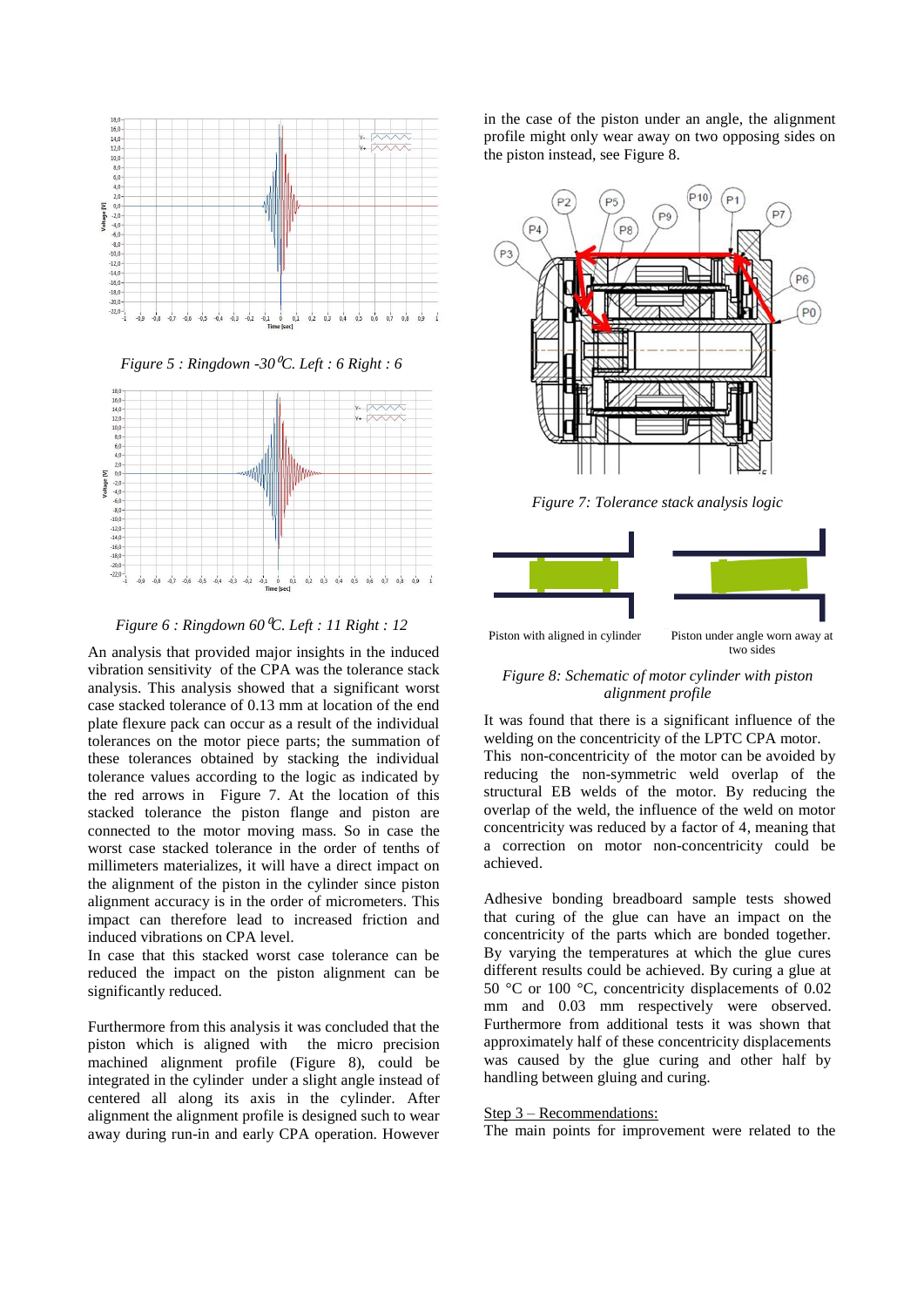*Figure 5 : Ringdown -30 ºC. Left : 6 Right : 6*

*Figure 6 : Ringdown 60 ºC. Left : 11 Right : 12*

An analysis that provided major insights in the induced vibration sensitivity of the CPA was the tolerance stack analysis. This analysis showed that a significant worst case stacked tolerance of 0.13 mm at location of the end plate flexure pack can occur as a result of the individual tolerances on the motor piece parts; the summation of these tolerances obtained by stacking the individual tolerance values according to the logic as indicated by the red arrows in Figure 7. At the location of this stacked tolerance the piston flange and piston are connected to the motor moving mass. So in case the worst case stacked tolerance in the order of tenths of millimeters materializes, it will have a direct impact on the alignment of the piston in the cylinder since piston alignment accuracy is in the order of micrometers. This impact can therefore lead to increased friction and induced vibrations on CPA level.

In case that this stacked worst case tolerance can be reduced the impact on the piston alignment can be significantly reduced.

Furthermore from this analysis it was concluded that the piston which is aligned with the micro precision machined alignment profile (Figure 8), could be integrated in the cylinder under a slight angle instead of centered all along its axis in the cylinder. After alignment the alignment profile is designed such to wear away during run-in and early CPA operation. However in the case of the piston under an angle, the alignment profile might only wear away on two opposing sides on the piston instead, see Figure 8.

*Figure 7: Tolerance stack analysis logic*

Piston with aligned in cylinder — Piston under angle worn away at two sides

*Figure 8: Schematic of motor cylinder with piston alignment profile*

It was found that there is a significant influence of the welding on the concentricity of the LPTC CPA motor. This non-concentricity of the motor can be avoided by reducing the non-symmetric weld overlap of the structural EB welds of the motor. By reducing the overlap of the weld, the influence of the weld on motor concentricity was reduced by a factor of 4, meaning that a correction on motor non-concentricity could be achieved.

Adhesive bonding breadboard sample tests showed that curing of the glue can have an impact on the concentricity of the parts which are bonded together. By varying the temperatures at which the glue cures different results could be achieved. By curing a glue at 50 °C or 100 °C, concentricity displacements of 0.02 mm and 0.03 mm respectively were observed. Furthermore from additional tests it was shown that approximately half of these concentricity displacements was caused by the glue curing and other half by handling between gluing and curing.

Step 3 – Recommendations:

The main points for improvement were related to the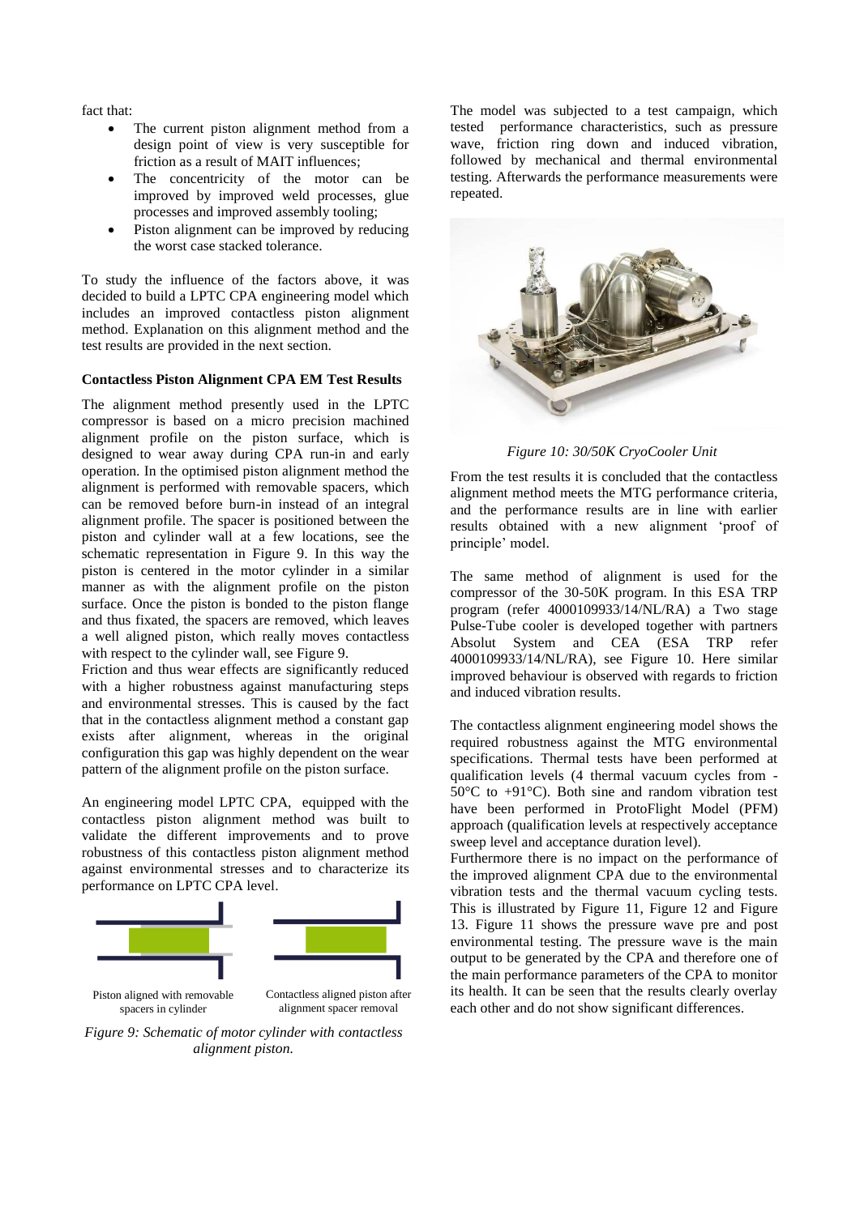fact that:

- The current piston alignment method from a design point of view is very susceptible for friction as a result of MAIT influences;
- The concentricity of the motor can be improved by improved weld processes, glue processes and improved assembly tooling;
- Piston alignment can be improved by reducing the worst case stacked tolerance.

To study the influence of the factors above, it was decided to build a LPTC CPA engineering model which includes an improved contactless piston alignment method. Explanation on this alignment method and the test results are provided in the next section.

**Contactless Piston Alignment CPA EM Test Results**

The alignment method presently used in the LPTC compressor is based on a micro precision machined alignment profile on the piston surface, which is designed to wear away during CPA run-in and early operation. In the optimised piston alignment method the alignment is performed with removable spacers, which can be removed before burn-in instead of an integral alignment profile. The spacer is positioned between the piston and cylinder wall at a few locations, see the schematic representation in Figure 9. In this way the piston is centered in the motor cylinder in a similar manner as with the alignment profile on the piston surface. Once the piston is bonded to the piston flange and thus fixated, the spacers are removed, which leaves a well aligned piston, which really moves contactless with respect to the cylinder wall, see Figure 9.

Friction and thus wear effects are significantly reduced with a higher robustness against manufacturing steps and environmental stresses. This is caused by the fact that in the contactless alignment method a constant gap exists after alignment, whereas in the original configuration this gap was highly dependent on the wear pattern of the alignment profile on the piston surface.

An engineering model LPTC CPA, equipped with the contactless piston alignment method was built to validate the different improvements and to prove robustness of this contactless piston alignment method against environmental stresses and to characterize its performance on LPTC CPA level.

Piston aligned with removable spacers in cylinder

Contactless aligned piston after alignment spacer removal

*Figure 9: Schematic of motor cylinder with contactless alignment piston.*

The model was subjected to a test campaign, which tested performance characteristics, such as pressure wave, friction ring down and induced vibration, followed by mechanical and thermal environmental testing. Afterwards the performance measurements were repeated.

*Figure 10: 30/50K CryoCooler Unit*

From the test results it is concluded that the contactless alignment method meets the MTG performance criteria, and the performance results are in line with earlier results obtained with a new alignment 'proof of principle' model.

The same method of alignment is used for the compressor of the 30-50K program. In this ESA TRP program (refer 4000109933/14/NL/RA) a Two stage Pulse-Tube cooler is developed together with partners Absolut System and CEA (ESA TRP refer 4000109933/14/NL/RA), see Figure 10. Here similar improved behaviour is observed with regards to friction and induced vibration results.

The contactless alignment engineering model shows the required robustness against the MTG environmental specifications. Thermal tests have been performed at qualification levels (4 thermal vacuum cycles from -50°C to +91°C). Both sine and random vibration test have been performed in ProtoFlight Model (PFM) approach (qualification levels at respectively acceptance sweep level and acceptance duration level).

Furthermore there is no impact on the performance of the improved alignment CPA due to the environmental vibration tests and the thermal vacuum cycling tests. This is illustrated by Figure 11, Figure 12 and Figure 13. Figure 11 shows the pressure wave pre and post environmental testing. The pressure wave is the main output to be generated by the CPA and therefore one of the main performance parameters of the CPA to monitor its health. It can be seen that the results clearly overlay each other and do not show significant differences.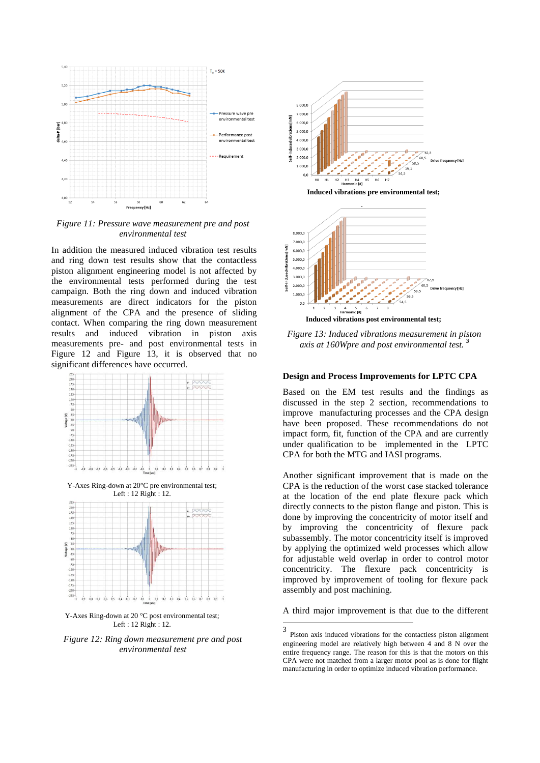*Figure 11: Pressure wave measurement pre and post environmental test*

In addition the measured induced vibration test results and ring down test results show that the contactless piston alignment engineering model is not affected by the environmental tests performed during the test campaign. Both the ring down and induced vibration measurements are direct indicators for the piston alignment of the CPA and the presence of sliding contact. When comparing the ring down measurement results and induced vibration in piston axis measurements pre- and post environmental tests in Figure 12 and Figure 13, it is observed that no significant differences have occurred.

Y-Axes Ring-down at 20°C pre environmental test; Left : 12 Right : 12.

Y-Axes Ring-down at 20 °C post environmental test; Left : 12 Right : 12.

*Figure 12: Ring down measurement pre and post environmental test*

**Induced vibrations pre environmental test;**

**Induced vibrations post environmental test;**

*Figure 13: Induced vibrations measurement in piston axis at 160Wpre and post environmental test.* [3]

**Design and Process Improvements for LPTC CPA**

Based on the EM test results and the findings as discussed in the step 2 section, recommendations to improve manufacturing processes and the CPA design have been proposed. These recommendations do not impact form, fit, function of the CPA and are currently under qualification to be implemented in the LPTC CPA for both the MTG and IASI programs.

Another significant improvement that is made on the CPA is the reduction of the worst case stacked tolerance at the location of the end plate flexure pack which directly connects to the piston flange and piston. This is done by improving the concentricity of motor itself and by improving the concentricity of flexure pack subassembly. The motor concentricity itself is improved by applying the optimized weld processes which allow for adjustable weld overlap in order to control motor concentricity. The flexure pack concentricity is improved by improvement of tooling for flexure pack assembly and post machining.

A third major improvement is that due to the different

[3] Piston axis induced vibrations for the contactless piston alignment engineering model are relatively high between 4 and 8 N over the entire frequency range. The reason for this is that the motors on this CPA were not matched from a larger motor pool as is done for flight manufacturing in order to optimize induced vibration performance.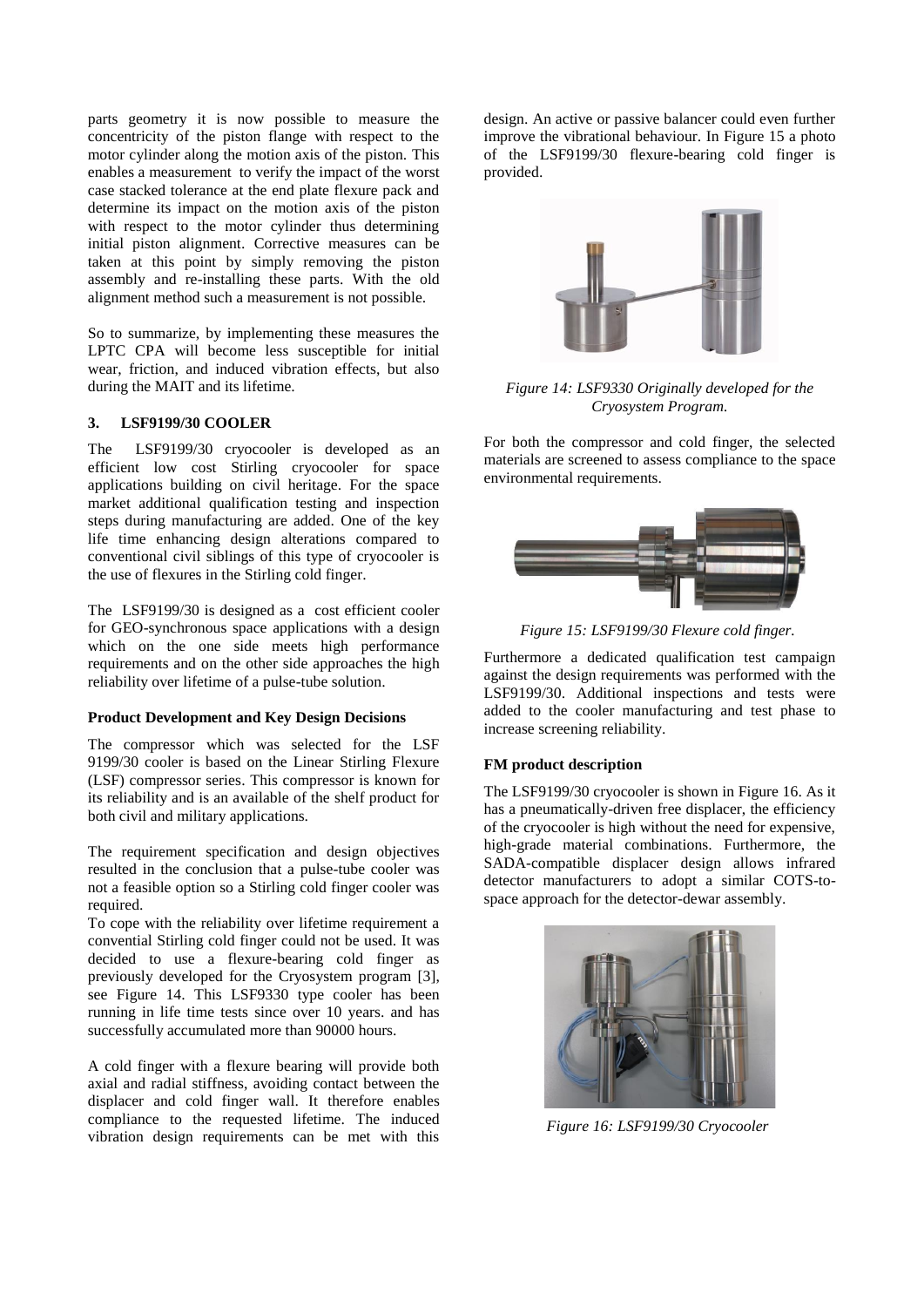parts geometry it is now possible to measure the concentricity of the piston flange with respect to the motor cylinder along the motion axis of the piston. This enables a measurement to verify the impact of the worst case stacked tolerance at the end plate flexure pack and determine its impact on the motion axis of the piston with respect to the motor cylinder thus determining initial piston alignment. Corrective measures can be taken at this point by simply removing the piston assembly and re-installing these parts. With the old alignment method such a measurement is not possible.

So to summarize, by implementing these measures the LPTC CPA will become less susceptible for initial wear, friction, and induced vibration effects, but also during the MAIT and its lifetime.

## 3. LSF9199/30 COOLER

The LSF9199/30 cryocooler is developed as an efficient low cost Stirling cryocooler for space applications building on civil heritage. For the space market additional qualification testing and inspection steps during manufacturing are added. One of the key life time enhancing design alterations compared to conventional civil siblings of this type of cryocooler is the use of flexures in the Stirling cold finger.

The LSF9199/30 is designed as a cost efficient cooler for GEO-synchronous space applications with a design which on the one side meets high performance requirements and on the other side approaches the high reliability over lifetime of a pulse-tube solution.

### Product Development and Key Design Decisions

The compressor which was selected for the LSF 9199/30 cooler is based on the Linear Stirling Flexure (LSF) compressor series. This compressor is known for its reliability and is an available of the shelf product for both civil and military applications.

The requirement specification and design objectives resulted in the conclusion that a pulse-tube cooler was not a feasible option so a Stirling cold finger cooler was required.

To cope with the reliability over lifetime requirement a convential Stirling cold finger could not be used. It was decided to use a flexure-bearing cold finger as previously developed for the Cryosystem program [3], see Figure 14. This LSF9330 type cooler has been running in life time tests since over 10 years. and has successfully accumulated more than 90000 hours.

A cold finger with a flexure bearing will provide both axial and radial stiffness, avoiding contact between the displacer and cold finger wall. It therefore enables compliance to the requested lifetime. The induced vibration design requirements can be met with this design. An active or passive balancer could even further improve the vibrational behaviour. In Figure 15 a photo of the LSF9199/30 flexure-bearing cold finger is provided.

*Figure 14: LSF9330 Originally developed for the Cryosystem Program.*

For both the compressor and cold finger, the selected materials are screened to assess compliance to the space environmental requirements.

*Figure 15: LSF9199/30 Flexure cold finger.*

Furthermore a dedicated qualification test campaign against the design requirements was performed with the LSF9199/30. Additional inspections and tests were added to the cooler manufacturing and test phase to increase screening reliability.

### FM product description

The LSF9199/30 cryocooler is shown in Figure 16. As it has a pneumatically-driven free displacer, the efficiency of the cryocooler is high without the need for expensive, high-grade material combinations. Furthermore, the SADA-compatible displacer design allows infrared detector manufacturers to adopt a similar COTS-to-space approach for the detector-dewar assembly.

*Figure 16: LSF9199/30 Cryocooler*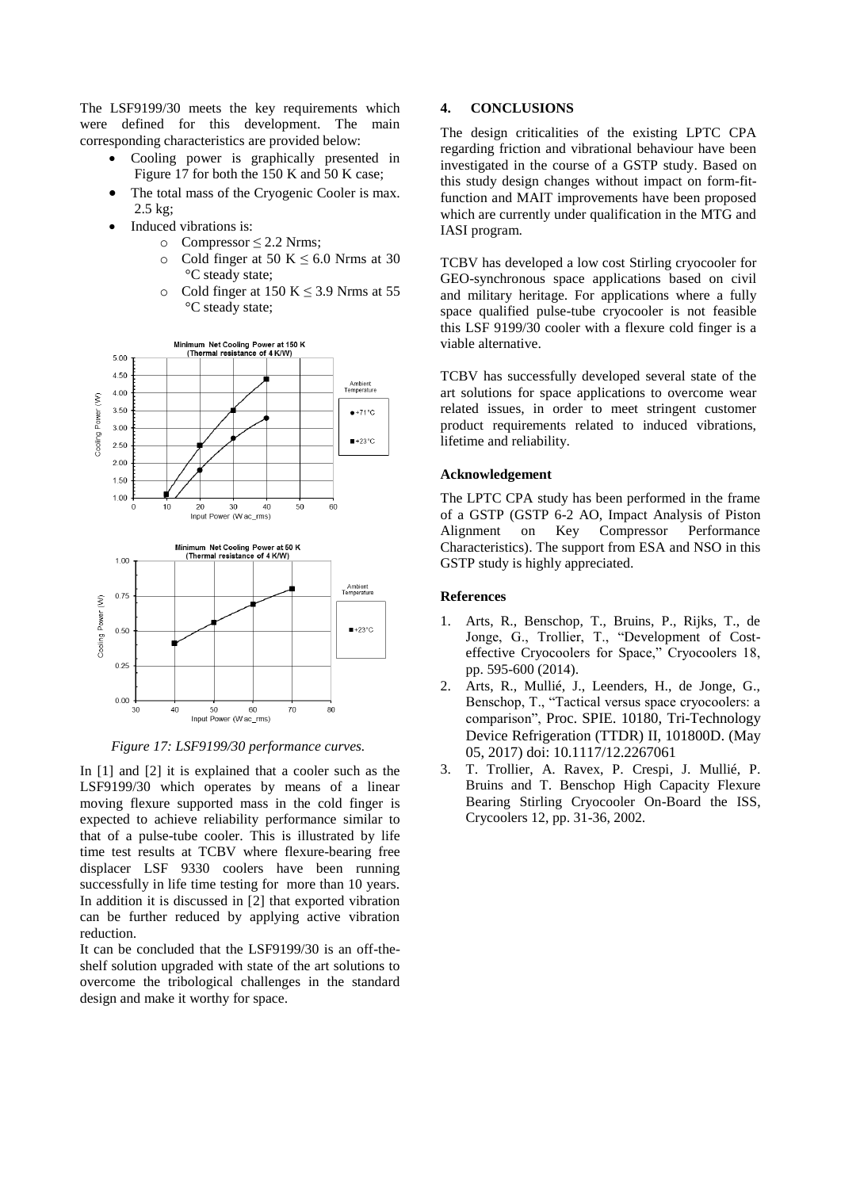The LSF9199/30 meets the key requirements which were defined for this development. The main corresponding characteristics are provided below:

- Cooling power is graphically presented in Figure 17 for both the 150 K and 50 K case;
- The total mass of the Cryogenic Cooler is max. 2.5 kg;
- Induced vibrations is:
  - Compressor ≤ 2.2 Nrms;
  - Cold finger at 50 K ≤ 6.0 Nrms at 30 °C steady state;
  - Cold finger at 150 K ≤ 3.9 Nrms at 55 °C steady state;

Minimum Net Cooling Power at 150 K
(Thermal resistance of 4 K/W)
Cooling Power (W)
5.00
4.50
4.00
3.50
3.00
2.50
2.00
1.50
1.00
0
10
20
30
40
50
60
Input Power (W ac_rms)
Ambient Temperature
+71°C
+23°C

Minimum Net Cooling Power at 50 K
(Thermal resistance of 4 K/W)
Cooling Power (W)
1.00
0.75
0.50
0.25
0.00
30
40
50
60
70
80
Input Power (W ac_rms)
Ambient Temperature
+23°C

*Figure 17: LSF9199/30 performance curves.*

In [1] and [2] it is explained that a cooler such as the LSF9199/30 which operates by means of a linear moving flexure supported mass in the cold finger is expected to achieve reliability performance similar to that of a pulse-tube cooler. This is illustrated by life time test results at TCBV where flexure-bearing free displacer LSF 9330 coolers have been running successfully in life time testing for more than 10 years. In addition it is discussed in [2] that exported vibration can be further reduced by applying active vibration reduction.

It can be concluded that the LSF9199/30 is an off-the-shelf solution upgraded with state of the art solutions to overcome the tribological challenges in the standard design and make it worthy for space.

## 4. CONCLUSIONS

The design criticalities of the existing LPTC CPA regarding friction and vibrational behaviour have been investigated in the course of a GSTP study. Based on this study design changes without impact on form-fit-function and MAIT improvements have been proposed which are currently under qualification in the MTG and IASI program.

TCBV has developed a low cost Stirling cryocooler for GEO-synchronous space applications based on civil and military heritage. For applications where a fully space qualified pulse-tube cryocooler is not feasible this LSF 9199/30 cooler with a flexure cold finger is a viable alternative.

TCBV has successfully developed several state of the art solutions for space applications to overcome wear related issues, in order to meet stringent customer product requirements related to induced vibrations, lifetime and reliability.

### Acknowledgement

The LPTC CPA study has been performed in the frame of a GSTP (GSTP 6-2 AO, Impact Analysis of Piston Alignment on Key Compressor Performance Characteristics). The support from ESA and NSO in this GSTP study is highly appreciated.

### References

1. Arts, R., Benschop, T., Bruins, P., Rijks, T., de Jonge, G., Trollier, T., "Development of Cost-effective Cryocoolers for Space," Cryocoolers 18, pp. 595-600 (2014).
2. Arts, R., Mullié, J., Leenders, H., de Jonge, G., Benschop, T., "Tactical versus space cryocoolers: a comparison", Proc. SPIE. 10180, Tri-Technology Device Refrigeration (TTDR) II, 101800D. (May 05, 2017) doi: 10.1117/12.2267061
3. T. Trollier, A. Ravex, P. Crespi, J. Mullié, P. Bruins and T. Benschop High Capacity Flexure Bearing Stirling Cryocooler On-Board the ISS, Crycoolers 12, pp. 31-36, 2002.